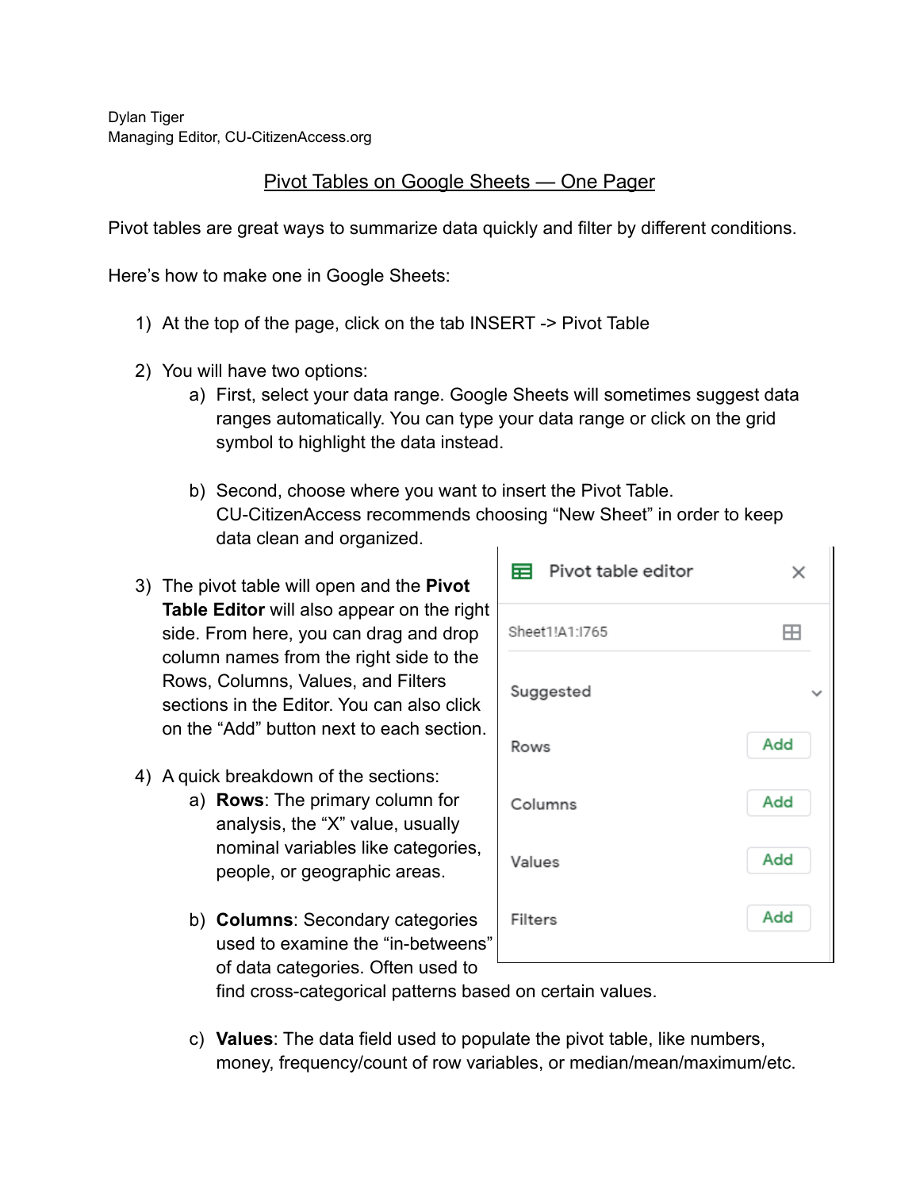Dylan Tiger
Managing Editor, CU-CitizenAccess.org

# Pivot Tables on Google Sheets — One Pager

Pivot tables are great ways to summarize data quickly and filter by different conditions.

Here's how to make one in Google Sheets:

1) At the top of the page, click on the tab INSERT -> Pivot Table

2) You will have two options:
   a) First, select your data range. Google Sheets will sometimes suggest data ranges automatically. You can type your data range or click on the grid symbol to highlight the data instead.

   b) Second, choose where you want to insert the Pivot Table. CU-CitizenAccess recommends choosing "New Sheet" in order to keep data clean and organized.

3) The pivot table will open and the **Pivot Table Editor** will also appear on the right side. From here, you can drag and drop column names from the right side to the Rows, Columns, Values, and Filters sections in the Editor. You can also click on the "Add" button next to each section.

   Pivot table editor
   Sheet1!A1:I765
   Suggested
   Rows — Add
   Columns — Add
   Values — Add
   Filters — Add

4) A quick breakdown of the sections:
   a) **Rows**: The primary column for analysis, the "X" value, usually nominal variables like categories, people, or geographic areas.

   b) **Columns**: Secondary categories used to examine the "in-betweens" of data categories. Often used to find cross-categorical patterns based on certain values.

   c) **Values**: The data field used to populate the pivot table, like numbers, money, frequency/count of row variables, or median/mean/maximum/etc.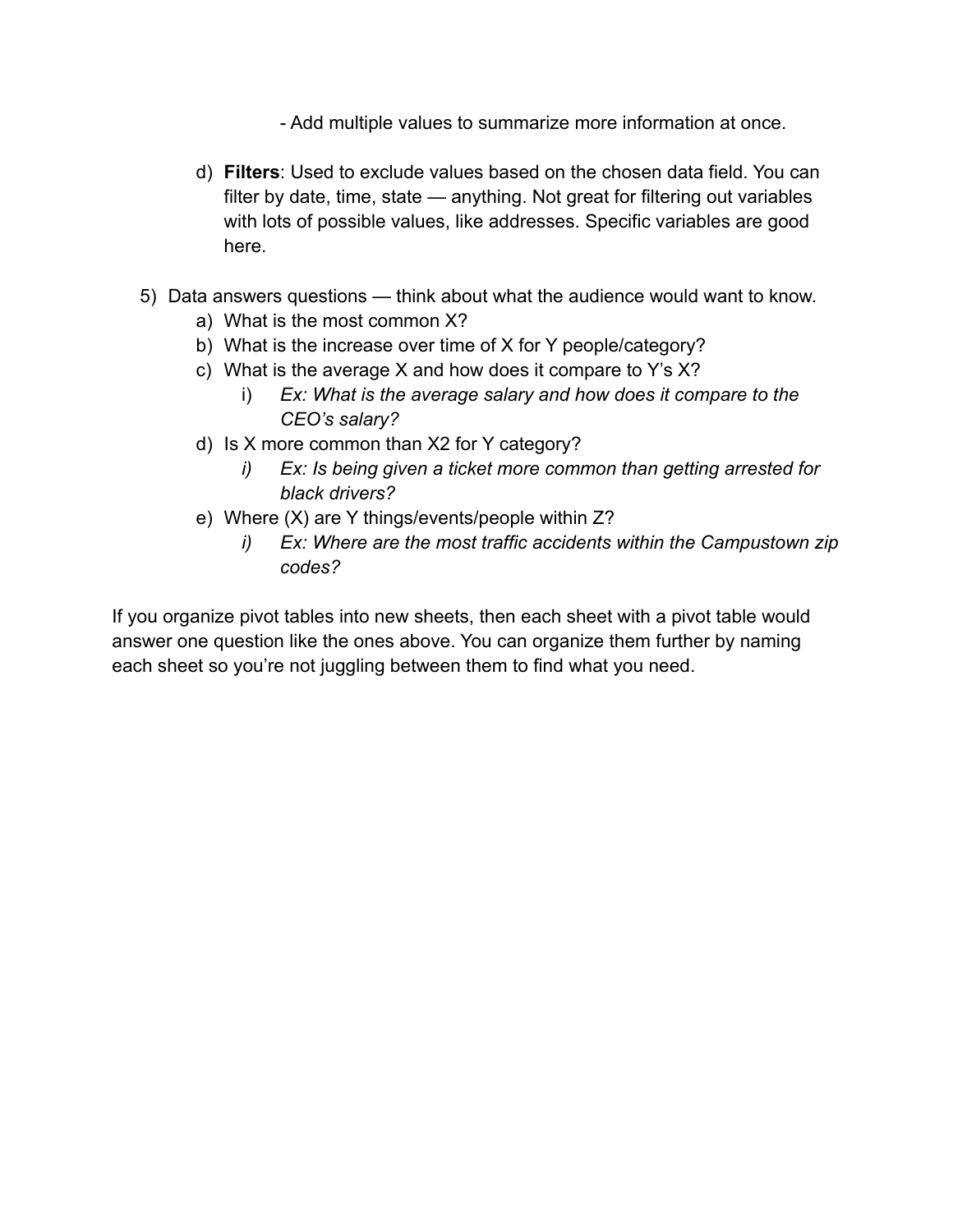- Add multiple values to summarize more information at once.

d) **Filters**: Used to exclude values based on the chosen data field. You can filter by date, time, state — anything. Not great for filtering out variables with lots of possible values, like addresses. Specific variables are good here.

5) Data answers questions — think about what the audience would want to know.
   a) What is the most common X?
   b) What is the increase over time of X for Y people/category?
   c) What is the average X and how does it compare to Y's X?
      i) *Ex: What is the average salary and how does it compare to the CEO's salary?*
   d) Is X more common than X2 for Y category?
      i) *Ex: Is being given a ticket more common than getting arrested for black drivers?*
   e) Where (X) are Y things/events/people within Z?
      i) *Ex: Where are the most traffic accidents within the Campustown zip codes?*

If you organize pivot tables into new sheets, then each sheet with a pivot table would answer one question like the ones above. You can organize them further by naming each sheet so you're not juggling between them to find what you need.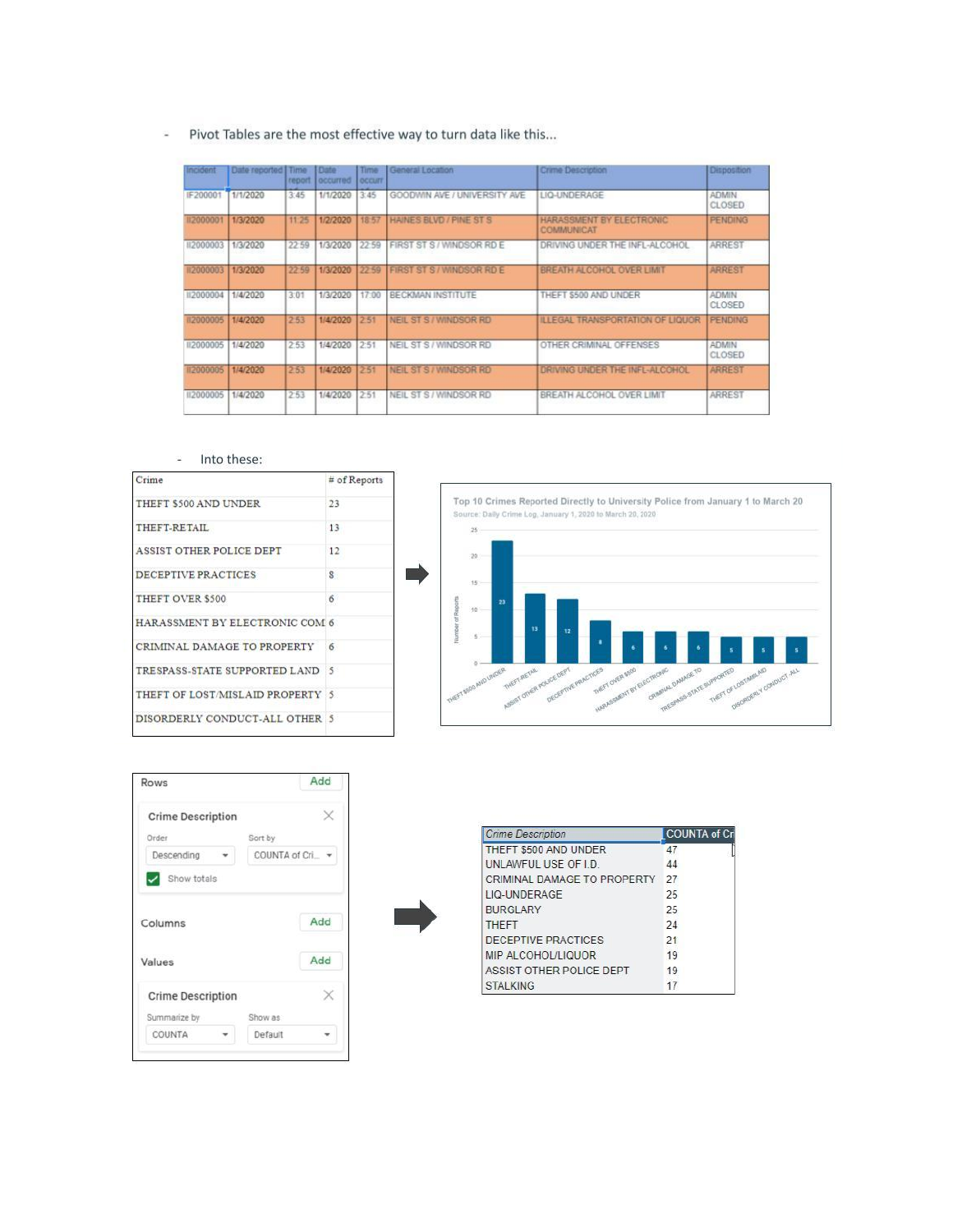- Pivot Tables are the most effective way to turn data like this...

| Incident | Date reported | Time report | Date occurred | Time occurr | General Location | Crime Description | Disposition |
|---|---|---|---|---|---|---|---|
| IF200001 | 1/1/2020 | 3:45 | 1/1/2020 | 3:45 | GOODWIN AVE / UNIVERSITY AVE | LIQ-UNDERAGE | ADMIN CLOSED |
| I2000001 | 1/3/2020 | 11:25 | 1/2/2020 | 18:57 | HAINES BLVD / PINE ST S | HARASSMENT BY ELECTRONIC COMMUNICAT | PENDING |
| I2000003 | 1/3/2020 | 22:59 | 1/3/2020 | 22:59 | FIRST ST S / WINDSOR RD E | DRIVING UNDER THE INFL-ALCOHOL | ARREST |
| I2000003 | 1/3/2020 | 22:59 | 1/3/2020 | 22:59 | FIRST ST S / WINDSOR RD E | BREATH ALCOHOL OVER LIMIT | ARREST |
| I2000004 | 1/4/2020 | 3:01 | 1/3/2020 | 17:00 | BECKMAN INSTITUTE | THEFT $500 AND UNDER | ADMIN CLOSED |
| I2000005 | 1/4/2020 | 2:53 | 1/4/2020 | 2:51 | NEIL ST S / WINDSOR RD | ILLEGAL TRANSPORTATION OF LIQUOR | PENDING |
| I2000005 | 1/4/2020 | 2:53 | 1/4/2020 | 2:51 | NEIL ST S / WINDSOR RD | OTHER CRIMINAL OFFENSES | ADMIN CLOSED |
| I2000005 | 1/4/2020 | 2:53 | 1/4/2020 | 2:51 | NEIL ST S / WINDSOR RD | DRIVING UNDER THE INFL-ALCOHOL | ARREST |
| I2000005 | 1/4/2020 | 2:53 | 1/4/2020 | 2:51 | NEIL ST S / WINDSOR RD | BREATH ALCOHOL OVER LIMIT | ARREST |

- Into these:

| Crime | # of Reports |
|---|---|
| THEFT $500 AND UNDER | 23 |
| THEFT-RETAIL | 13 |
| ASSIST OTHER POLICE DEPT | 12 |
| DECEPTIVE PRACTICES | 8 |
| THEFT OVER $500 | 6 |
| HARASSMENT BY ELECTRONIC COM | 6 |
| CRIMINAL DAMAGE TO PROPERTY | 6 |
| TRESPASS-STATE SUPPORTED LAND | 5 |
| THEFT OF LOST/MISLAID PROPERTY | 5 |
| DISORDERLY CONDUCT-ALL OTHER | 5 |

Top 10 Crimes Reported Directly to University Police from January 1 to March 20

Source: Daily Crime Log, January 1, 2020 to March 20, 2020

Number of Reports

25
20
15
10
5
0

23
13
12
8
6
6
6
5
5
5

THEFT $500 AND UNDER
THEFT-RETAIL
ASSIST OTHER POLICE DEPT
DECEPTIVE PRACTICES
THEFT OVER $500
HARASSMENT BY ELECTRONIC
CRIMINAL DAMAGE TO
TRESPASS-STATE SUPPORTED
THEFT OF LOST/MISLAID
DISORDERLY CONDUCT-ALL

Rows — Add

Crime Description

Order: Descending

Sort by: COUNTA of Cri...

Show totals

Columns — Add

Values — Add

Crime Description

Summarize by: COUNTA

Show as: Default

| Crime Description | COUNTA of Cr |
|---|---|
| THEFT $500 AND UNDER | 47 |
| UNLAWFUL USE OF I.D. | 44 |
| CRIMINAL DAMAGE TO PROPERTY | 27 |
| LIQ-UNDERAGE | 25 |
| BURGLARY | 25 |
| THEFT | 24 |
| DECEPTIVE PRACTICES | 21 |
| MIP ALCOHOL/LIQUOR | 19 |
| ASSIST OTHER POLICE DEPT | 19 |
| STALKING | 17 |